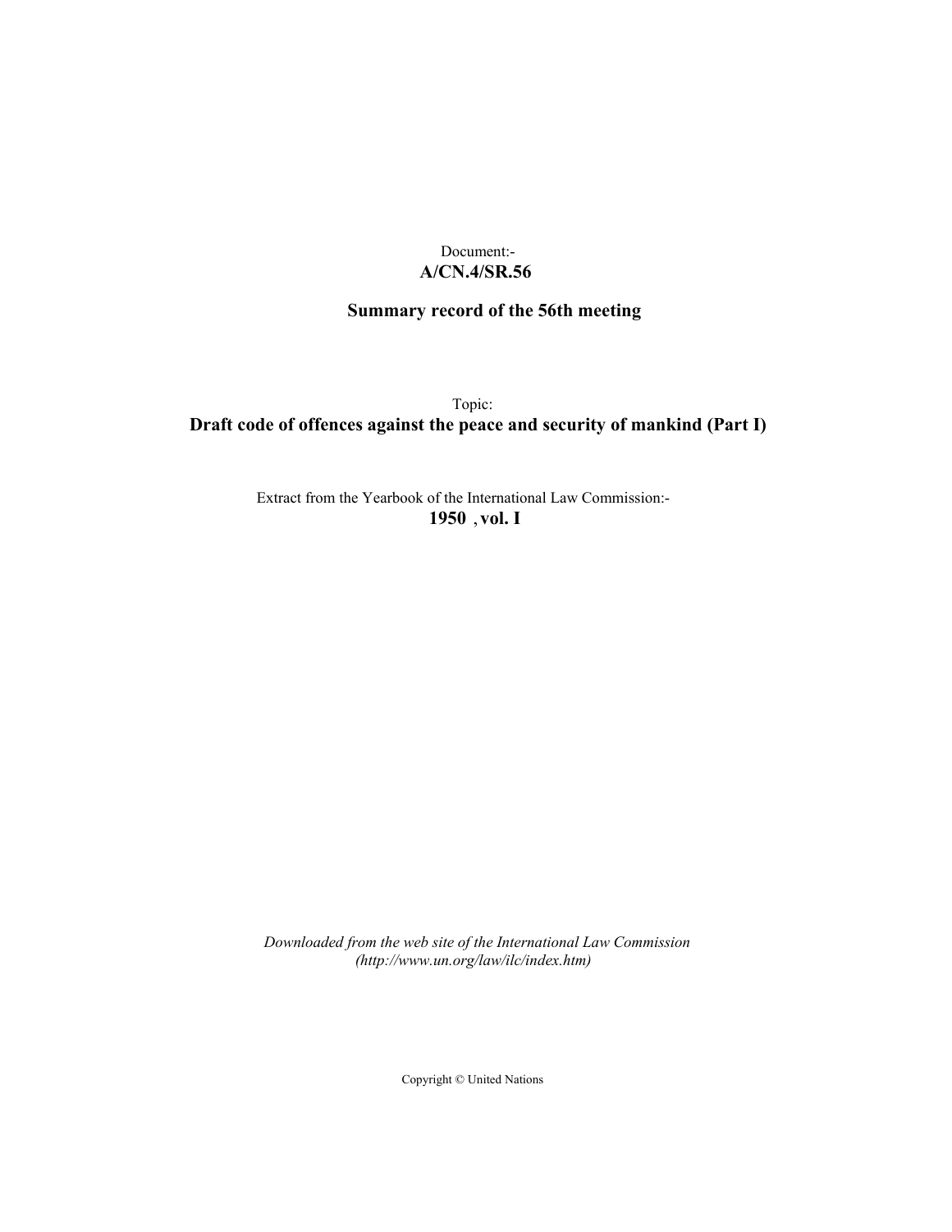Document:-

**A/CN.4/SR.56**

**Summary record of the 56th meeting**

Topic:

**Draft code of offences against the peace and security of mankind (Part I)**

Extract from the Yearbook of the International Law Commission:-

**1950 , vol. I**

*Downloaded from the web site of the International Law Commission (http://www.un.org/law/ilc/index.htm)*

Copyright © United Nations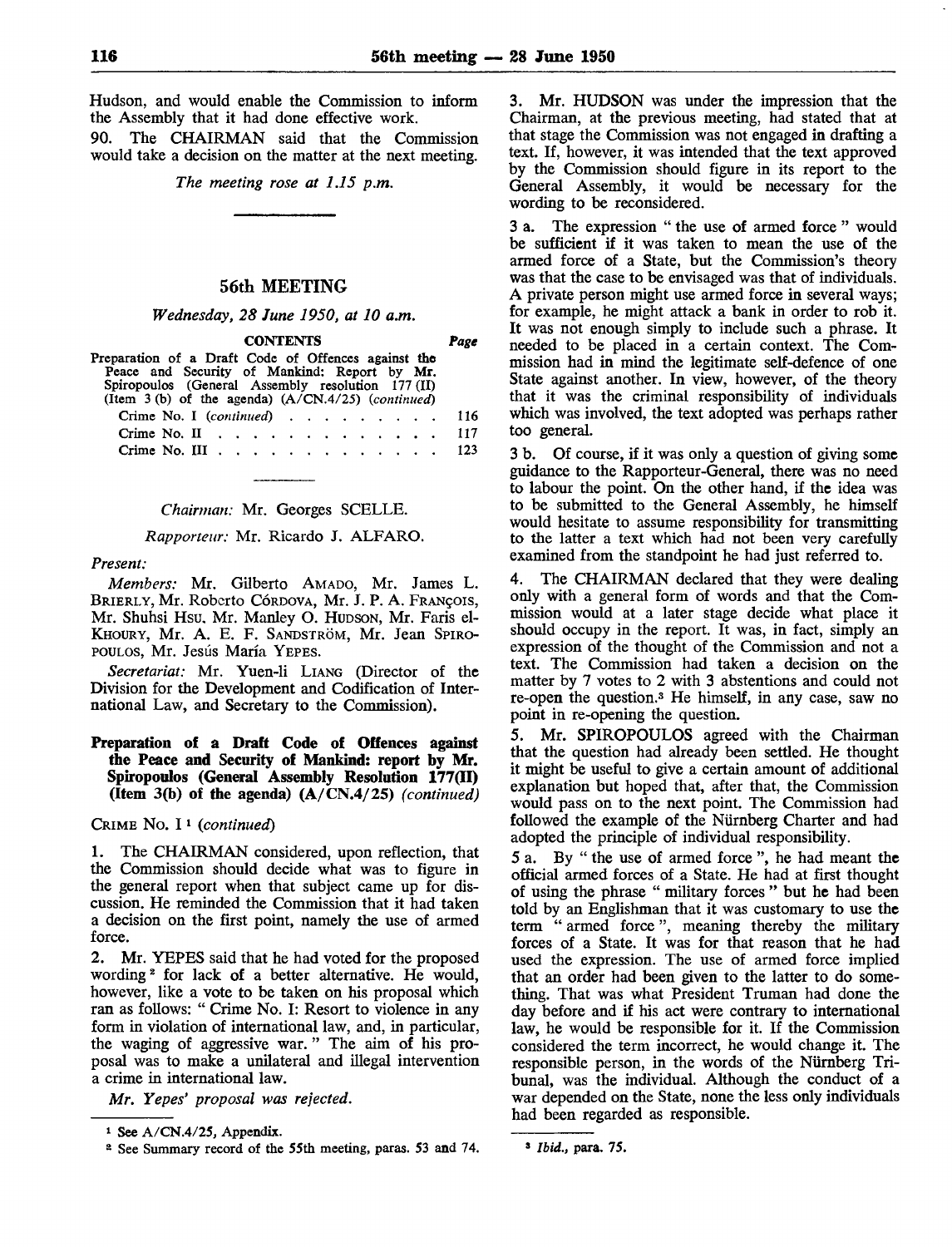Hudson, and would enable the Commission to inform the Assembly that it had done effective work.

90. The CHAIRMAN said that the Commission would take a decision on the matter at the next meeting.

*The meeting rose at 1.15 p.m.*

## 56th MEETING

*Wednesday, 28 June 1950, at 10 a.m.*

**CONTENTS** — *Page*

Preparation of a Draft Code of Offences against the Peace and Security of Mankind: Report by Mr. Spiropoulos (General Assembly resolution 177 (II) (Item 3 (b) of the agenda) (A/CN.4/25) (*continued*)

- Crime No. I (*continued*) . . . . . . . . . . 116
- Crime No. II . . . . . . . . . . . . . . 117
- Crime No. III . . . . . . . . . . . . . . 123

*Chairman:* Mr. Georges SCELLE.

*Rapporteur:* Mr. Ricardo J. ALFARO.

*Present:*

*Members:* Mr. Gilberto AMADO, Mr. James L. BRIERLY, Mr. Roberto CÓRDOVA, Mr. J. P. A. FRANÇOIS, Mr. Shuhsi HSU, Mr. Manley O. HUDSON, Mr. Faris el-KHOURY, Mr. A. E. F. SANDSTRÖM, Mr. Jean SPIROPOULOS, Mr. Jesús María YEPES.

*Secretariat:* Mr. Yuen-li LIANG (Director of the Division for the Development and Codification of International Law, and Secretary to the Commission).

### Preparation of a Draft Code of Offences against the Peace and Security of Mankind: report by Mr. Spiropoulos (General Assembly Resolution 177(II) (Item 3(b) of the agenda) (A/CN.4/25) *(continued)*

CRIME No. I [1] (*continued*)

1. The CHAIRMAN considered, upon reflection, that the Commission should decide what was to figure in the general report when that subject came up for discussion. He reminded the Commission that it had taken a decision on the first point, namely the use of armed force.

2. Mr. YEPES said that he had voted for the proposed wording [2] for lack of a better alternative. He would, however, like a vote to be taken on his proposal which ran as follows: " Crime No. I: Resort to violence in any form in violation of international law, and, in particular, the waging of aggressive war. " The aim of his proposal was to make a unilateral and illegal intervention a crime in international law.

*Mr. Yepes' proposal was rejected.*

3. Mr. HUDSON was under the impression that the Chairman, at the previous meeting, had stated that at that stage the Commission was not engaged in drafting a text. If, however, it was intended that the text approved by the Commission should figure in its report to the General Assembly, it would be necessary for the wording to be reconsidered.

3 a. The expression " the use of armed force " would be sufficient if it was taken to mean the use of the armed force of a State, but the Commission's theory was that the case to be envisaged was that of individuals. A private person might use armed force in several ways; for example, he might attack a bank in order to rob it. It was not enough simply to include such a phrase. It needed to be placed in a certain context. The Commission had in mind the legitimate self-defence of one State against another. In view, however, of the theory that it was the criminal responsibility of individuals which was involved, the text adopted was perhaps rather too general.

3 b. Of course, if it was only a question of giving some guidance to the Rapporteur-General, there was no need to labour the point. On the other hand, if the idea was to be submitted to the General Assembly, he himself would hesitate to assume responsibility for transmitting to the latter a text which had not been very carefully examined from the standpoint he had just referred to.

4. The CHAIRMAN declared that they were dealing only with a general form of words and that the Commission would at a later stage decide what place it should occupy in the report. It was, in fact, simply an expression of the thought of the Commission and not a text. The Commission had taken a decision on the matter by 7 votes to 2 with 3 abstentions and could not re-open the question.[3] He himself, in any case, saw no point in re-opening the question.

5. Mr. SPIROPOULOS agreed with the Chairman that the question had already been settled. He thought it might be useful to give a certain amount of additional explanation but hoped that, after that, the Commission would pass on to the next point. The Commission had followed the example of the Nürnberg Charter and had adopted the principle of individual responsibility.

5 a. By " the use of armed force ", he had meant the official armed forces of a State. He had at first thought of using the phrase " military forces " but he had been told by an Englishman that it was customary to use the term " armed force ", meaning thereby the military forces of a State. It was for that reason that he had used the expression. The use of armed force implied that an order had been given to the latter to do something. That was what President Truman had done the day before and if his act were contrary to international law, he would be responsible for it. If the Commission considered the term incorrect, he would change it. The responsible person, in the words of the Nürnberg Tribunal, was the individual. Although the conduct of a war depended on the State, none the less only individuals had been regarded as responsible.

---

[1] See A/CN.4/25, Appendix.

[2] See Summary record of the 55th meeting, paras. 53 and 74.

[3] *Ibid.*, para. 75.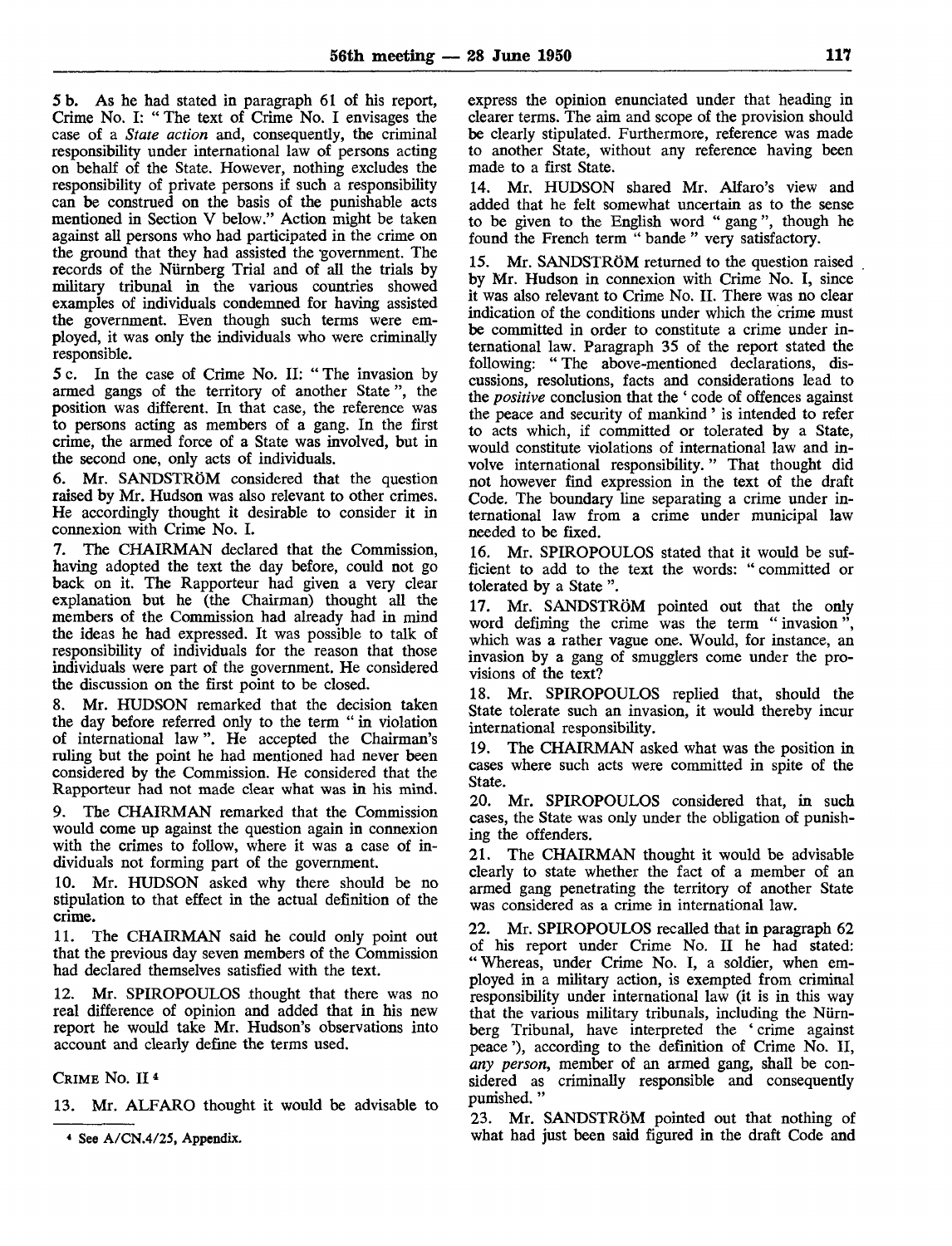5 b. As he had stated in paragraph 61 of his report, Crime No. I: " The text of Crime No. I envisages the case of a *State action* and, consequently, the criminal responsibility under international law of persons acting on behalf of the State. However, nothing excludes the responsibility of private persons if such a responsibility can be construed on the basis of the punishable acts mentioned in Section V below." Action might be taken against all persons who had participated in the crime on the ground that they had assisted the government. The records of the Nürnberg Trial and of all the trials by military tribunal in the various countries showed examples of individuals condemned for having assisted the government. Even though such terms were employed, it was only the individuals who were criminally responsible.

5 c. In the case of Crime No. II: " The invasion by armed gangs of the territory of another State ", the position was different. In that case, the reference was to persons acting as members of a gang. In the first crime, the armed force of a State was involved, but in the second one, only acts of individuals.

6. Mr. SANDSTRÖM considered that the question raised by Mr. Hudson was also relevant to other crimes. He accordingly thought it desirable to consider it in connexion with Crime No. I.

7. The CHAIRMAN declared that the Commission, having adopted the text the day before, could not go back on it. The Rapporteur had given a very clear explanation but he (the Chairman) thought all the members of the Commission had already had in mind the ideas he had expressed. It was possible to talk of responsibility of individuals for the reason that those individuals were part of the government. He considered the discussion on the first point to be closed.

8. Mr. HUDSON remarked that the decision taken the day before referred only to the term " in violation of international law ". He accepted the Chairman's ruling but the point he had mentioned had never been considered by the Commission. He considered that the Rapporteur had not made clear what was in his mind.

9. The CHAIRMAN remarked that the Commission would come up against the question again in connexion with the crimes to follow, where it was a case of individuals not forming part of the government.

10. Mr. HUDSON asked why there should be no stipulation to that effect in the actual definition of the crime.

11. The CHAIRMAN said he could only point out that the previous day seven members of the Commission had declared themselves satisfied with the text.

12. Mr. SPIROPOULOS thought that there was no real difference of opinion and added that in his new report he would take Mr. Hudson's observations into account and clearly define the terms used.

CRIME No. II [4]

13. Mr. ALFARO thought it would be advisable to express the opinion enunciated under that heading in clearer terms. The aim and scope of the provision should be clearly stipulated. Furthermore, reference was made to another State, without any reference having been made to a first State.

14. Mr. HUDSON shared Mr. Alfaro's view and added that he felt somewhat uncertain as to the sense to be given to the English word " gang ", though he found the French term " bande " very satisfactory.

15. Mr. SANDSTRÖM returned to the question raised by Mr. Hudson in connexion with Crime No. I, since it was also relevant to Crime No. II. There was no clear indication of the conditions under which the crime must be committed in order to constitute a crime under international law. Paragraph 35 of the report stated the following: " The above-mentioned declarations, discussions, resolutions, facts and considerations lead to the *positive* conclusion that the ' code of offences against the peace and security of mankind ' is intended to refer to acts which, if committed or tolerated by a State, would constitute violations of international law and involve international responsibility. " That thought did not however find expression in the text of the draft Code. The boundary line separating a crime under international law from a crime under municipal law needed to be fixed.

16. Mr. SPIROPOULOS stated that it would be sufficient to add to the text the words: " committed or tolerated by a State ".

17. Mr. SANDSTRÖM pointed out that the only word defining the crime was the term " invasion ", which was a rather vague one. Would, for instance, an invasion by a gang of smugglers come under the provisions of the text?

18. Mr. SPIROPOULOS replied that, should the State tolerate such an invasion, it would thereby incur international responsibility.

19. The CHAIRMAN asked what was the position in cases where such acts were committed in spite of the State.

20. Mr. SPIROPOULOS considered that, in such cases, the State was only under the obligation of punishing the offenders.

21. The CHAIRMAN thought it would be advisable clearly to state whether the fact of a member of an armed gang penetrating the territory of another State was considered as a crime in international law.

22. Mr. SPIROPOULOS recalled that in paragraph 62 of his report under Crime No. II he had stated: " Whereas, under Crime No. I, a soldier, when employed in a military action, is exempted from criminal responsibility under international law (it is in this way that the various military tribunals, including the Nürnberg Tribunal, have interpreted the ' crime against peace '), according to the definition of Crime No. II, *any person*, member of an armed gang, shall be considered as criminally responsible and consequently punished. "

23. Mr. SANDSTRÖM pointed out that nothing of what had just been said figured in the draft Code and

[4] See A/CN.4/25, Appendix.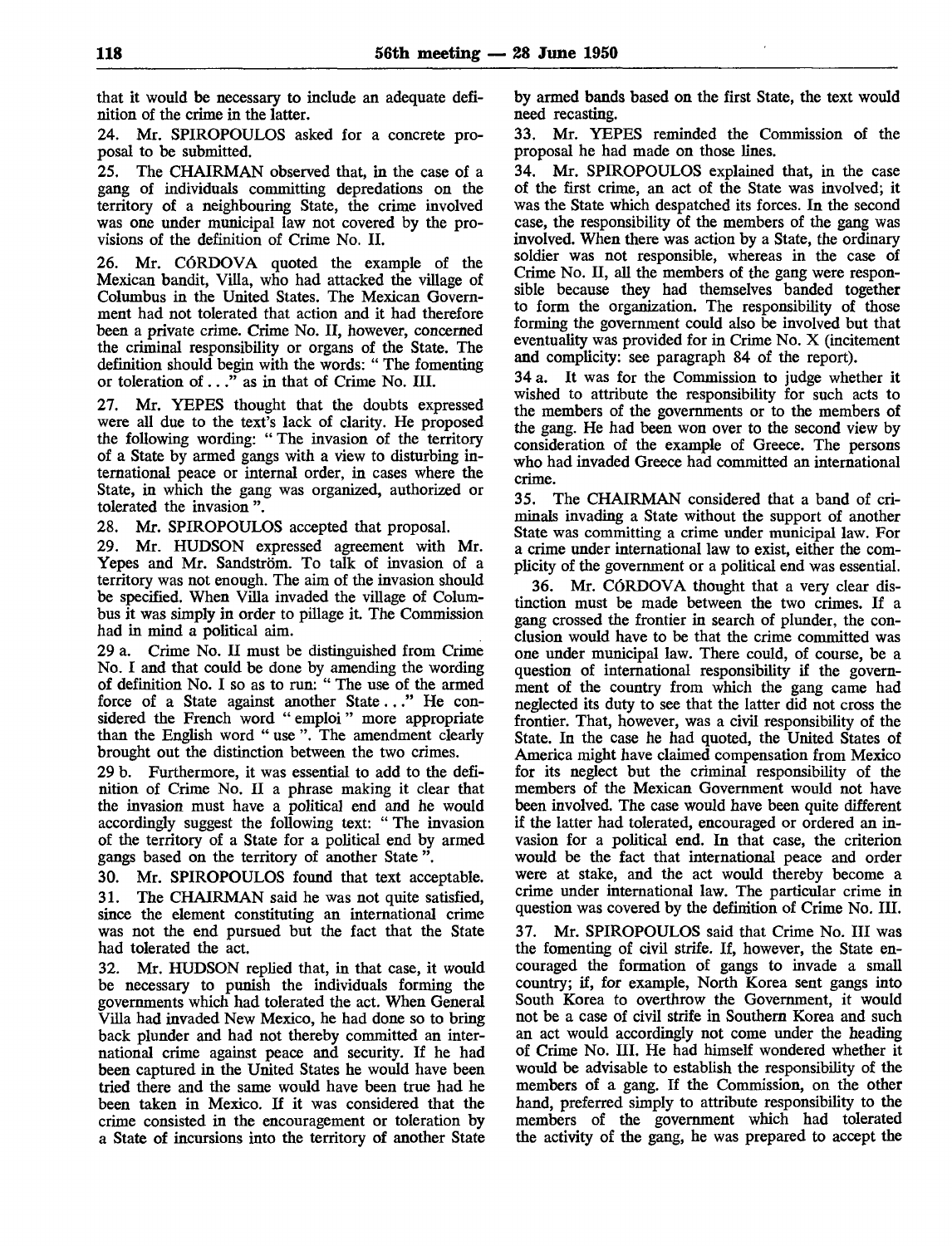that it would be necessary to include an adequate definition of the crime in the latter.

24. Mr. SPIROPOULOS asked for a concrete proposal to be submitted.

25. The CHAIRMAN observed that, in the case of a gang of individuals committing depredations on the territory of a neighbouring State, the crime involved was one under municipal law not covered by the provisions of the definition of Crime No. II.

26. Mr. CÓRDOVA quoted the example of the Mexican bandit, Villa, who had attacked the village of Columbus in the United States. The Mexican Government had not tolerated that action and it had therefore been a private crime. Crime No. II, however, concerned the criminal responsibility or organs of the State. The definition should begin with the words: " The fomenting or toleration of . . ." as in that of Crime No. III.

27. Mr. YEPES thought that the doubts expressed were all due to the text's lack of clarity. He proposed the following wording: " The invasion of the territory of a State by armed gangs with a view to disturbing international peace or internal order, in cases where the State, in which the gang was organized, authorized or tolerated the invasion ".

28. Mr. SPIROPOULOS accepted that proposal.

29. Mr. HUDSON expressed agreement with Mr. Yepes and Mr. Sandström. To talk of invasion of a territory was not enough. The aim of the invasion should be specified. When Villa invaded the village of Columbus it was simply in order to pillage it. The Commission had in mind a political aim.

29 a. Crime No. II must be distinguished from Crime No. I and that could be done by amending the wording of definition No. I so as to run: " The use of the armed force of a State against another State . . ." He considered the French word " emploi " more appropriate than the English word " use ". The amendment clearly brought out the distinction between the two crimes.

29 b. Furthermore, it was essential to add to the definition of Crime No. II a phrase making it clear that the invasion must have a political end and he would accordingly suggest the following text: " The invasion of the territory of a State for a political end by armed gangs based on the territory of another State ".

30. Mr. SPIROPOULOS found that text acceptable.

31. The CHAIRMAN said he was not quite satisfied, since the element constituting an international crime was not the end pursued but the fact that the State had tolerated the act.

32. Mr. HUDSON replied that, in that case, it would be necessary to punish the individuals forming the governments which had tolerated the act. When General Villa had invaded New Mexico, he had done so to bring back plunder and had not thereby committed an international crime against peace and security. If he had been captured in the United States he would have been tried there and the same would have been true had he been taken in Mexico. If it was considered that the crime consisted in the encouragement or toleration by a State of incursions into the territory of another State by armed bands based on the first State, the text would need recasting.

33. Mr. YEPES reminded the Commission of the proposal he had made on those lines.

34. Mr. SPIROPOULOS explained that, in the case of the first crime, an act of the State was involved; it was the State which despatched its forces. In the second case, the responsibility of the members of the gang was involved. When there was action by a State, the ordinary soldier was not responsible, whereas in the case of Crime No. II, all the members of the gang were responsible because they had themselves banded together to form the organization. The responsibility of those forming the government could also be involved but that eventuality was provided for in Crime No. X (incitement and complicity: see paragraph 84 of the report).

34 a. It was for the Commission to judge whether it wished to attribute the responsibility for such acts to the members of the governments or to the members of the gang. He had been won over to the second view by consideration of the example of Greece. The persons who had invaded Greece had committed an international crime.

35. The CHAIRMAN considered that a band of criminals invading a State without the support of another State was committing a crime under municipal law. For a crime under international law to exist, either the complicity of the government or a political end was essential.

36. Mr. CÓRDOVA thought that a very clear distinction must be made between the two crimes. If a gang crossed the frontier in search of plunder, the conclusion would have to be that the crime committed was one under municipal law. There could, of course, be a question of international responsibility if the government of the country from which the gang came had neglected its duty to see that the latter did not cross the frontier. That, however, was a civil responsibility of the State. In the case he had quoted, the United States of America might have claimed compensation from Mexico for its neglect but the criminal responsibility of the members of the Mexican Government would not have been involved. The case would have been quite different if the latter had tolerated, encouraged or ordered an invasion for a political end. In that case, the criterion would be the fact that international peace and order were at stake, and the act would thereby become a crime under international law. The particular crime in question was covered by the definition of Crime No. III.

37. Mr. SPIROPOULOS said that Crime No. III was the fomenting of civil strife. If, however, the State encouraged the formation of gangs to invade a small country; if, for example, North Korea sent gangs into South Korea to overthrow the Government, it would not be a case of civil strife in Southern Korea and such an act would accordingly not come under the heading of Crime No. III. He had himself wondered whether it would be advisable to establish the responsibility of the members of a gang. If the Commission, on the other hand, preferred simply to attribute responsibility to the members of the government which had tolerated the activity of the gang, he was prepared to accept the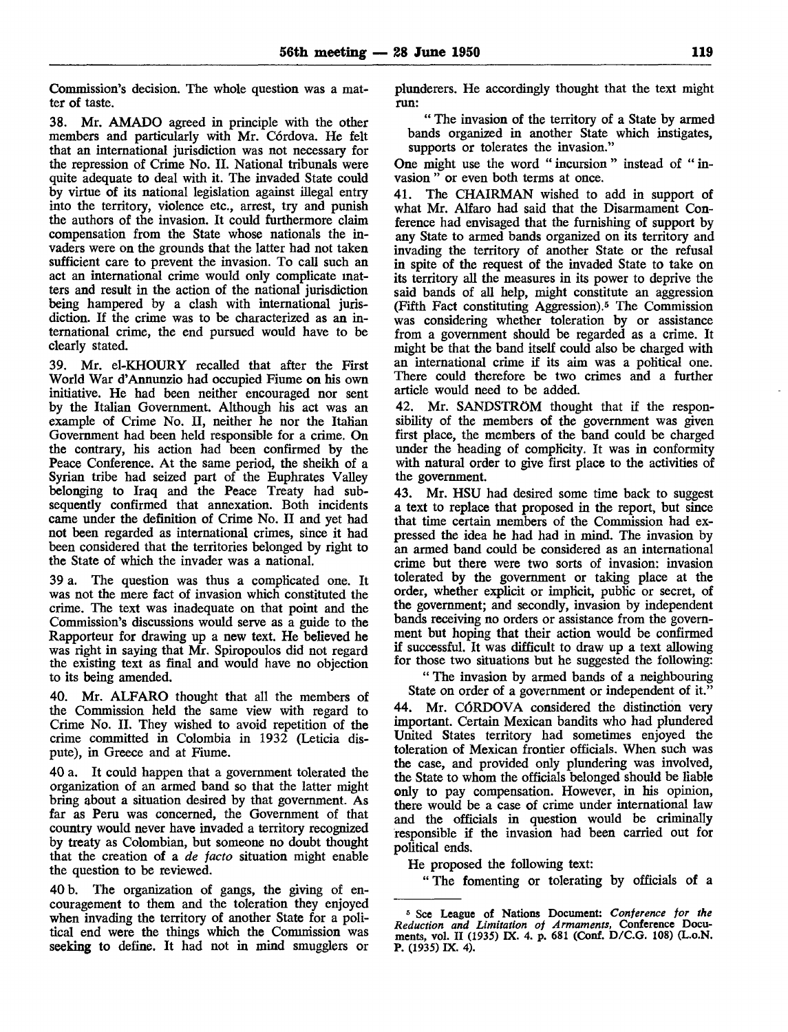Commission's decision. The whole question was a matter of taste.

38. Mr. AMADO agreed in principle with the other members and particularly with Mr. Córdova. He felt that an international jurisdiction was not necessary for the repression of Crime No. II. National tribunals were quite adequate to deal with it. The invaded State could by virtue of its national legislation against illegal entry into the territory, violence etc., arrest, try and punish the authors of the invasion. It could furthermore claim compensation from the State whose nationals the invaders were on the grounds that the latter had not taken sufficient care to prevent the invasion. To call such an act an international crime would only complicate matters and result in the action of the national jurisdiction being hampered by a clash with international jurisdiction. If the crime was to be characterized as an international crime, the end pursued would have to be clearly stated.

39. Mr. el-KHOURY recalled that after the First World War d'Annunzio had occupied Fiume on his own initiative. He had been neither encouraged nor sent by the Italian Government. Although his act was an example of Crime No. II, neither he nor the Italian Government had been held responsible for a crime. On the contrary, his action had been confirmed by the Peace Conference. At the same period, the sheikh of a Syrian tribe had seized part of the Euphrates Valley belonging to Iraq and the Peace Treaty had subsequently confirmed that annexation. Both incidents came under the definition of Crime No. II and yet had not been regarded as international crimes, since it had been considered that the territories belonged by right to the State of which the invader was a national.

39 a. The question was thus a complicated one. It was not the mere fact of invasion which constituted the crime. The text was inadequate on that point and the Commission's discussions would serve as a guide to the Rapporteur for drawing up a new text. He believed he was right in saying that Mr. Spiropoulos did not regard the existing text as final and would have no objection to its being amended.

40. Mr. ALFARO thought that all the members of the Commission held the same view with regard to Crime No. II. They wished to avoid repetition of the crime committed in Colombia in 1932 (Leticia dispute), in Greece and at Fiume.

40 a. It could happen that a government tolerated the organization of an armed band so that the latter might bring about a situation desired by that government. As far as Peru was concerned, the Government of that country would never have invaded a territory recognized by treaty as Colombian, but someone no doubt thought that the creation of a *de facto* situation might enable the question to be reviewed.

40 b. The organization of gangs, the giving of encouragement to them and the toleration they enjoyed when invading the territory of another State for a political end were the things which the Commission was seeking to define. It had not in mind smugglers or plunderers. He accordingly thought that the text might run:

"The invasion of the territory of a State by armed bands organized in another State which instigates, supports or tolerates the invasion."

One might use the word "incursion" instead of "invasion" or even both terms at once.

41. The CHAIRMAN wished to add in support of what Mr. Alfaro had said that the Disarmament Conference had envisaged that the furnishing of support by any State to armed bands organized on its territory and invading the territory of another State or the refusal in spite of the request of the invaded State to take on its territory all the measures in its power to deprive the said bands of all help, might constitute an aggression (Fifth Fact constituting Aggression).[5] The Commission was considering whether toleration by or assistance from a government should be regarded as a crime. It might be that the band itself could also be charged with an international crime if its aim was a political one. There could therefore be two crimes and a further article would need to be added.

42. Mr. SANDSTRÖM thought that if the responsibility of the members of the government was given first place, the members of the band could be charged under the heading of complicity. It was in conformity with natural order to give first place to the activities of the government.

43. Mr. HSU had desired some time back to suggest a text to replace that proposed in the report, but since that time certain members of the Commission had expressed the idea he had had in mind. The invasion by an armed band could be considered as an international crime but there were two sorts of invasion: invasion tolerated by the government or taking place at the order, whether explicit or implicit, public or secret, of the government; and secondly, invasion by independent bands receiving no orders or assistance from the government but hoping that their action would be confirmed if successful. It was difficult to draw up a text allowing for those two situations but he suggested the following:

"The invasion by armed bands of a neighbouring State on order of a government or independent of it."

44. Mr. CÓRDOVA considered the distinction very important. Certain Mexican bandits who had plundered United States territory had sometimes enjoyed the toleration of Mexican frontier officials. When such was the case, and provided only plundering was involved, the State to whom the officials belonged should be liable only to pay compensation. However, in his opinion, there would be a case of crime under international law and the officials in question would be criminally responsible if the invasion had been carried out for political ends.

He proposed the following text:

"The fomenting or tolerating by officials of a

---

[5] See League of Nations Document: *Conference for the Reduction and Limitation of Armaments*, Conference Documents, vol. II (1935) IX. 4. p. 681 (Conf. D/C.G. 108) (L.o.N. P. (1935) IX. 4).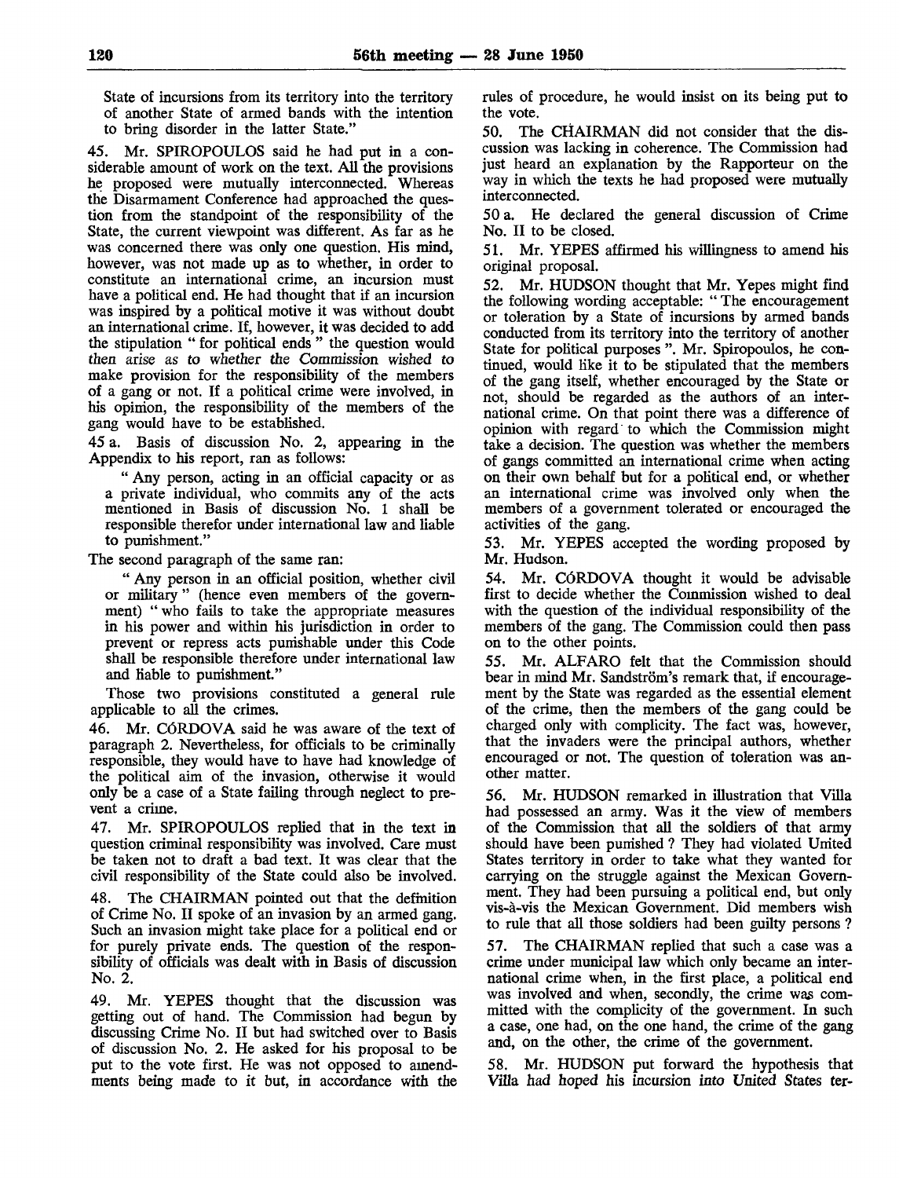State of incursions from its territory into the territory of another State of armed bands with the intention to bring disorder in the latter State."

45. Mr. SPIROPOULOS said he had put in a considerable amount of work on the text. All the provisions he proposed were mutually interconnected. Whereas the Disarmament Conference had approached the question from the standpoint of the responsibility of the State, the current viewpoint was different. As far as he was concerned there was only one question. His mind, however, was not made up as to whether, in order to constitute an international crime, an incursion must have a political end. He had thought that if an incursion was inspired by a political motive it was without doubt an international crime. If, however, it was decided to add the stipulation "for political ends" the question would then arise as to whether the Commission wished to make provision for the responsibility of the members of a gang or not. If a political crime were involved, in his opinion, the responsibility of the members of the gang would have to be established.

45 a. Basis of discussion No. 2, appearing in the Appendix to his report, ran as follows:

> "Any person, acting in an official capacity or as a private individual, who commits any of the acts mentioned in Basis of discussion No. 1 shall be responsible therefor under international law and liable to punishment."

The second paragraph of the same ran:

> "Any person in an official position, whether civil or military" (hence even members of the government) "who fails to take the appropriate measures in his power and within his jurisdiction in order to prevent or repress acts punishable under this Code shall be responsible therefore under international law and liable to punishment."

Those two provisions constituted a general rule applicable to all the crimes.

46. Mr. CÓRDOVA said he was aware of the text of paragraph 2. Nevertheless, for officials to be criminally responsible, they would have to have had knowledge of the political aim of the invasion, otherwise it would only be a case of a State failing through neglect to prevent a crime.

47. Mr. SPIROPOULOS replied that in the text in question criminal responsibility was involved. Care must be taken not to draft a bad text. It was clear that the civil responsibility of the State could also be involved.

48. The CHAIRMAN pointed out that the definition of Crime No. II spoke of an invasion by an armed gang. Such an invasion might take place for a political end or for purely private ends. The question of the responsibility of officials was dealt with in Basis of discussion No. 2.

49. Mr. YEPES thought that the discussion was getting out of hand. The Commission had begun by discussing Crime No. II but had switched over to Basis of discussion No. 2. He asked for his proposal to be put to the vote first. He was not opposed to amendments being made to it but, in accordance with the rules of procedure, he would insist on its being put to the vote.

50. The CHAIRMAN did not consider that the discussion was lacking in coherence. The Commission had just heard an explanation by the Rapporteur on the way in which the texts he had proposed were mutually interconnected.

50 a. He declared the general discussion of Crime No. II to be closed.

51. Mr. YEPES affirmed his willingness to amend his original proposal.

52. Mr. HUDSON thought that Mr. Yepes might find the following wording acceptable: "The encouragement or toleration by a State of incursions by armed bands conducted from its territory into the territory of another State for political purposes". Mr. Spiropoulos, he continued, would like it to be stipulated that the members of the gang itself, whether encouraged by the State or not, should be regarded as the authors of an international crime. On that point there was a difference of opinion with regard to which the Commission might take a decision. The question was whether the members of gangs committed an international crime when acting on their own behalf but for a political end, or whether an international crime was involved only when the members of a government tolerated or encouraged the activities of the gang.

53. Mr. YEPES accepted the wording proposed by Mr. Hudson.

54. Mr. CÓRDOVA thought it would be advisable first to decide whether the Commission wished to deal with the question of the individual responsibility of the members of the gang. The Commission could then pass on to the other points.

55. Mr. ALFARO felt that the Commission should bear in mind Mr. Sandström's remark that, if encouragement by the State was regarded as the essential element of the crime, then the members of the gang could be charged only with complicity. The fact was, however, that the invaders were the principal authors, whether encouraged or not. The question of toleration was another matter.

56. Mr. HUDSON remarked in illustration that Villa had possessed an army. Was it the view of members of the Commission that all the soldiers of that army should have been punished? They had violated United States territory in order to take what they wanted for carrying on the struggle against the Mexican Government. They had been pursuing a political end, but only vis-à-vis the Mexican Government. Did members wish to rule that all those soldiers had been guilty persons?

57. The CHAIRMAN replied that such a case was a crime under municipal law which only became an international crime when, in the first place, a political end was involved and when, secondly, the crime was committed with the complicity of the government. In such a case, one had, on the one hand, the crime of the gang and, on the other, the crime of the government.

58. Mr. HUDSON put forward the hypothesis that Villa had hoped his incursion into United States ter-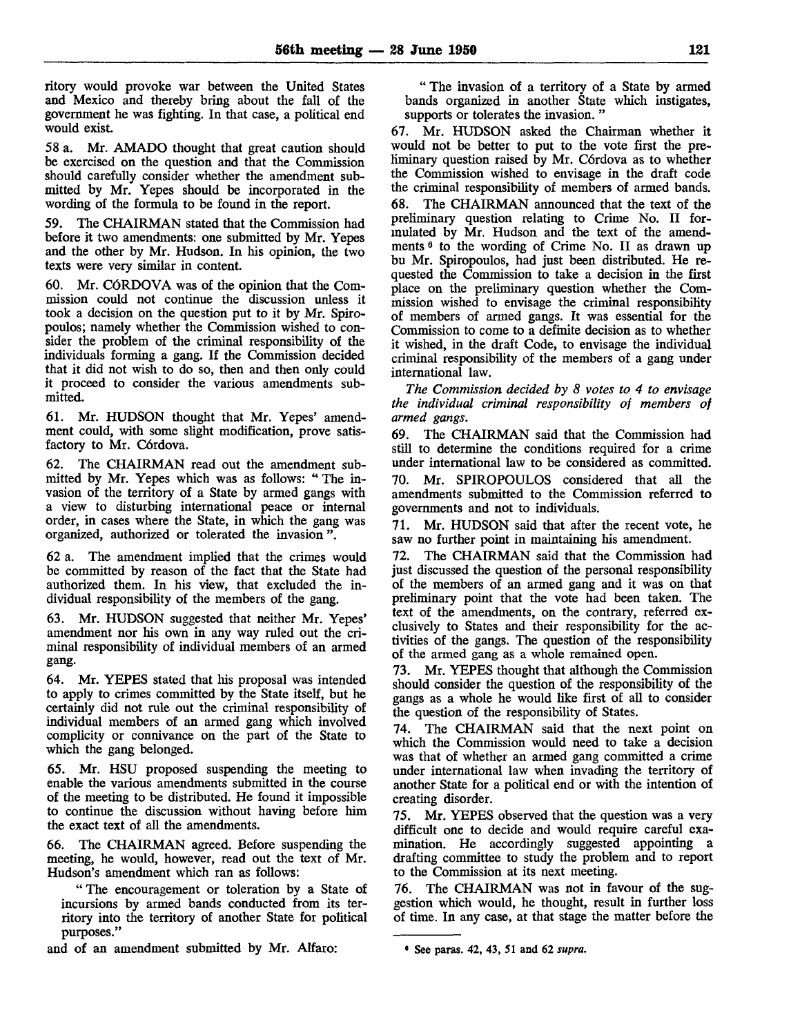ritory would provoke war between the United States and Mexico and thereby bring about the fall of the government he was fighting. In that case, a political end would exist.

58 a. Mr. AMADO thought that great caution should be exercised on the question and that the Commission should carefully consider whether the amendment submitted by Mr. Yepes should be incorporated in the wording of the formula to be found in the report.

59. The CHAIRMAN stated that the Commission had before it two amendments: one submitted by Mr. Yepes and the other by Mr. Hudson. In his opinion, the two texts were very similar in content.

60. Mr. CÓRDOVA was of the opinion that the Commission could not continue the discussion unless it took a decision on the question put to it by Mr. Spiropoulos; namely whether the Commission wished to consider the problem of the criminal responsibility of the individuals forming a gang. If the Commission decided that it did not wish to do so, then and then only could it proceed to consider the various amendments submitted.

61. Mr. HUDSON thought that Mr. Yepes' amendment could, with some slight modification, prove satisfactory to Mr. Córdova.

62. The CHAIRMAN read out the amendment submitted by Mr. Yepes which was as follows: " The invasion of the territory of a State by armed gangs with a view to disturbing international peace or internal order, in cases where the State, in which the gang was organized, authorized or tolerated the invasion ".

62 a. The amendment implied that the crimes would be committed by reason of the fact that the State had authorized them. In his view, that excluded the individual responsibility of the members of the gang.

63. Mr. HUDSON suggested that neither Mr. Yepes' amendment nor his own in any way ruled out the criminal responsibility of individual members of an armed gang.

64. Mr. YEPES stated that his proposal was intended to apply to crimes committed by the State itself, but he certainly did not rule out the criminal responsibility of individual members of an armed gang which involved complicity or connivance on the part of the State to which the gang belonged.

65. Mr. HSU proposed suspending the meeting to enable the various amendments submitted in the course of the meeting to be distributed. He found it impossible to continue the discussion without having before him the exact text of all the amendments.

66. The CHAIRMAN agreed. Before suspending the meeting, he would, however, read out the text of Mr. Hudson's amendment which ran as follows:

" The encouragement or toleration by a State of incursions by armed bands conducted from its territory into the territory of another State for political purposes."

and of an amendment submitted by Mr. Alfaro:

" The invasion of a territory of a State by armed bands organized in another State which instigates, supports or tolerates the invasion. "

67. Mr. HUDSON asked the Chairman whether it would not be better to put to the vote first the preliminary question raised by Mr. Córdova as to whether the Commission wished to envisage in the draft code the criminal responsibility of members of armed bands.

68. The CHAIRMAN announced that the text of the preliminary question relating to Crime No. II formulated by Mr. Hudson and the text of the amendments [6] to the wording of Crime No. II as drawn up bu Mr. Spiropoulos, had just been distributed. He requested the Commission to take a decision in the first place on the preliminary question whether the Commission wished to envisage the criminal responsibility of members of armed gangs. It was essential for the Commission to come to a definite decision as to whether it wished, in the draft Code, to envisage the individual criminal responsibility of the members of a gang under international law.

*The Commission decided by 8 votes to 4 to envisage the individual criminal responsibility of members of armed gangs.*

69. The CHAIRMAN said that the Commission had still to determine the conditions required for a crime under international law to be considered as committed.

70. Mr. SPIROPOULOS considered that all the amendments submitted to the Commission referred to governments and not to individuals.

71. Mr. HUDSON said that after the recent vote, he saw no further point in maintaining his amendment.

72. The CHAIRMAN said that the Commission had just discussed the question of the personal responsibility of the members of an armed gang and it was on that preliminary point that the vote had been taken. The text of the amendments, on the contrary, referred exclusively to States and their responsibility for the activities of the gangs. The question of the responsibility of the armed gang as a whole remained open.

73. Mr. YEPES thought that although the Commission should consider the question of the responsibility of the gangs as a whole he would like first of all to consider the question of the responsibility of States.

74. The CHAIRMAN said that the next point on which the Commission would need to take a decision was that of whether an armed gang committed a crime under international law when invading the territory of another State for a political end or with the intention of creating disorder.

75. Mr. YEPES observed that the question was a very difficult one to decide and would require careful examination. He accordingly suggested appointing a drafting committee to study the problem and to report to the Commission at its next meeting.

76. The CHAIRMAN was not in favour of the suggestion which would, he thought, result in further loss of time. In any case, at that stage the matter before the

[6] See paras. 42, 43, 51 and 62 *supra.*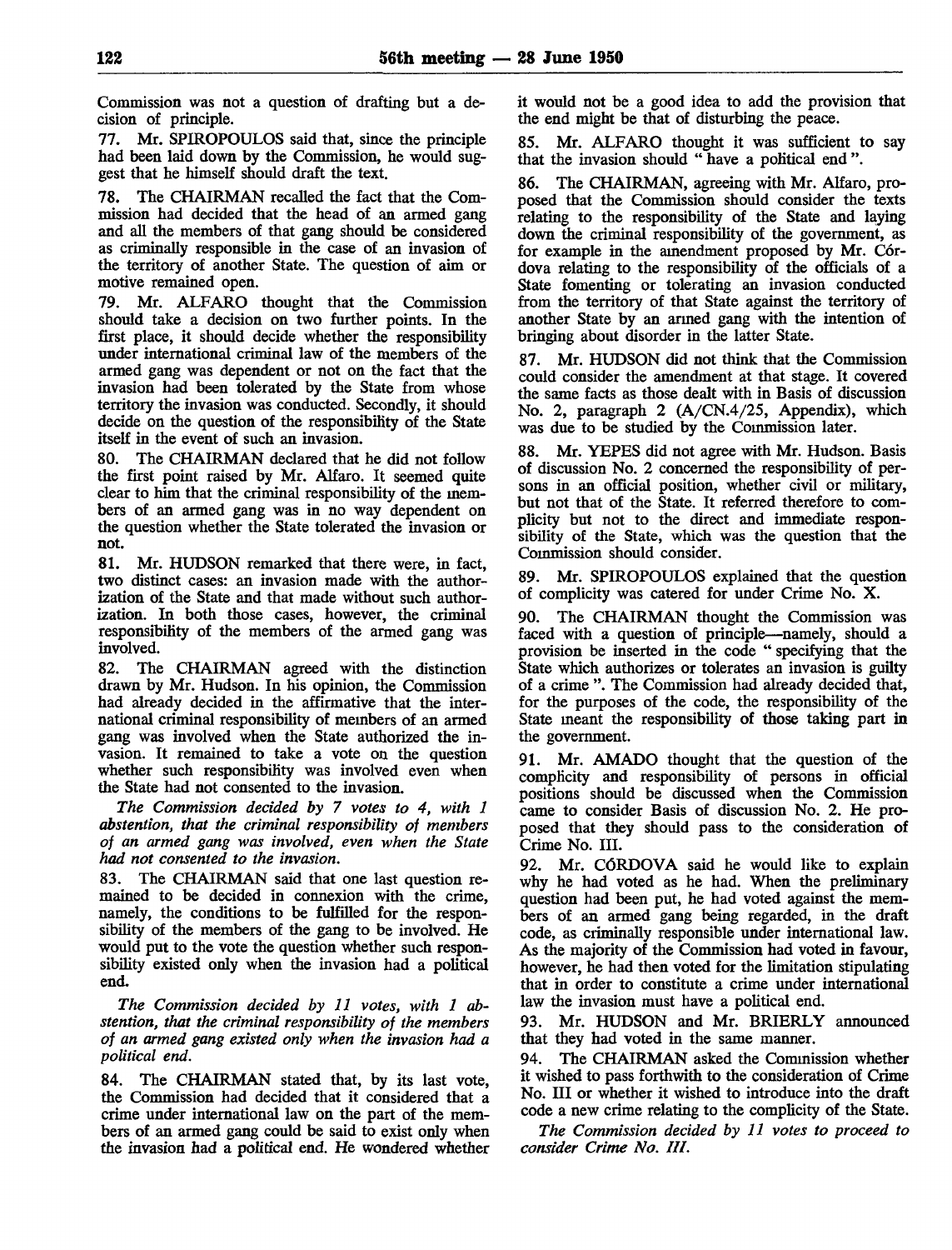Commission was not a question of drafting but a decision of principle.

77. Mr. SPIROPOULOS said that, since the principle had been laid down by the Commission, he would suggest that he himself should draft the text.

78. The CHAIRMAN recalled the fact that the Commission had decided that the head of an armed gang and all the members of that gang should be considered as criminally responsible in the case of an invasion of the territory of another State. The question of aim or motive remained open.

79. Mr. ALFARO thought that the Commission should take a decision on two further points. In the first place, it should decide whether the responsibility under international criminal law of the members of the armed gang was dependent or not on the fact that the invasion had been tolerated by the State from whose territory the invasion was conducted. Secondly, it should decide on the question of the responsibility of the State itself in the event of such an invasion.

80. The CHAIRMAN declared that he did not follow the first point raised by Mr. Alfaro. It seemed quite clear to him that the criminal responsibility of the members of an armed gang was in no way dependent on the question whether the State tolerated the invasion or not.

81. Mr. HUDSON remarked that there were, in fact, two distinct cases: an invasion made with the authorization of the State and that made without such authorization. In both those cases, however, the criminal responsibility of the members of the armed gang was involved.

82. The CHAIRMAN agreed with the distinction drawn by Mr. Hudson. In his opinion, the Commission had already decided in the affirmative that the international criminal responsibility of members of an armed gang was involved when the State authorized the invasion. It remained to take a vote on the question whether such responsibility was involved even when the State had not consented to the invasion.

*The Commission decided by 7 votes to 4, with 1 abstention, that the criminal responsibility of members of an armed gang was involved, even when the State had not consented to the invasion.*

83. The CHAIRMAN said that one last question remained to be decided in connexion with the crime, namely, the conditions to be fulfilled for the responsibility of the members of the gang to be involved. He would put to the vote the question whether such responsibility existed only when the invasion had a political end.

*The Commission decided by 11 votes, with 1 abstention, that the criminal responsibility of the members of an armed gang existed only when the invasion had a political end.*

84. The CHAIRMAN stated that, by its last vote, the Commission had decided that it considered that a crime under international law on the part of the members of an armed gang could be said to exist only when the invasion had a political end. He wondered whether it would not be a good idea to add the provision that the end might be that of disturbing the peace.

85. Mr. ALFARO thought it was sufficient to say that the invasion should " have a political end ".

86. The CHAIRMAN, agreeing with Mr. Alfaro, proposed that the Commission should consider the texts relating to the responsibility of the State and laying down the criminal responsibility of the government, as for example in the amendment proposed by Mr. Córdova relating to the responsibility of the officials of a State fomenting or tolerating an invasion conducted from the territory of that State against the territory of another State by an armed gang with the intention of bringing about disorder in the latter State.

87. Mr. HUDSON did not think that the Commission could consider the amendment at that stage. It covered the same facts as those dealt with in Basis of discussion No. 2, paragraph 2 (A/CN.4/25, Appendix), which was due to be studied by the Commission later.

88. Mr. YEPES did not agree with Mr. Hudson. Basis of discussion No. 2 concerned the responsibility of persons in an official position, whether civil or military, but not that of the State. It referred therefore to complicity but not to the direct and immediate responsibility of the State, which was the question that the Commission should consider.

89. Mr. SPIROPOULOS explained that the question of complicity was catered for under Crime No. X.

90. The CHAIRMAN thought the Commission was faced with a question of principle—namely, should a provision be inserted in the code " specifying that the State which authorizes or tolerates an invasion is guilty of a crime ". The Commission had already decided that, for the purposes of the code, the responsibility of the State meant the responsibility of those taking part in the government.

91. Mr. AMADO thought that the question of the complicity and responsibility of persons in official positions should be discussed when the Commission came to consider Basis of discussion No. 2. He proposed that they should pass to the consideration of Crime No. III.

92. Mr. CÓRDOVA said he would like to explain why he had voted as he had. When the preliminary question had been put, he had voted against the members of an armed gang being regarded, in the draft code, as criminally responsible under international law. As the majority of the Commission had voted in favour, however, he had then voted for the limitation stipulating that in order to constitute a crime under international law the invasion must have a political end.

93. Mr. HUDSON and Mr. BRIERLY announced that they had voted in the same manner.

94. The CHAIRMAN asked the Commission whether it wished to pass forthwith to the consideration of Crime No. III or whether it wished to introduce into the draft code a new crime relating to the complicity of the State.

*The Commission decided by 11 votes to proceed to consider Crime No. III.*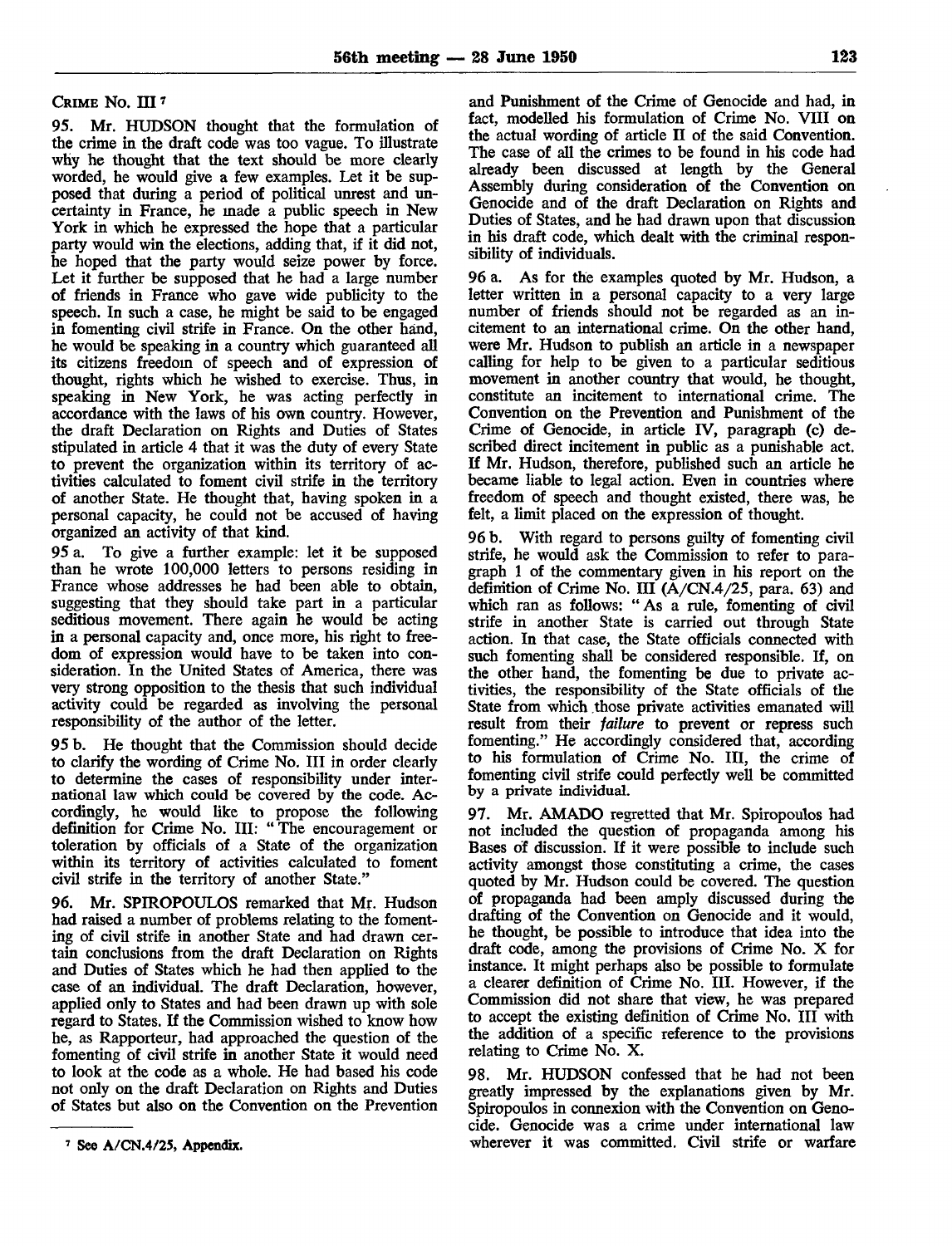CRIME No. III [7]

95. Mr. HUDSON thought that the formulation of the crime in the draft code was too vague. To illustrate why he thought that the text should be more clearly worded, he would give a few examples. Let it be supposed that during a period of political unrest and uncertainty in France, he made a public speech in New York in which he expressed the hope that a particular party would win the elections, adding that, if it did not, he hoped that the party would seize power by force. Let it further be supposed that he had a large number of friends in France who gave wide publicity to the speech. In such a case, he might be said to be engaged in fomenting civil strife in France. On the other hand, he would be speaking in a country which guaranteed all its citizens freedom of speech and of expression of thought, rights which he wished to exercise. Thus, in speaking in New York, he was acting perfectly in accordance with the laws of his own country. However, the draft Declaration on Rights and Duties of States stipulated in article 4 that it was the duty of every State to prevent the organization within its territory of activities calculated to foment civil strife in the territory of another State. He thought that, having spoken in a personal capacity, he could not be accused of having organized an activity of that kind.

95 a. To give a further example: let it be supposed than he wrote 100,000 letters to persons residing in France whose addresses he had been able to obtain, suggesting that they should take part in a particular seditious movement. There again he would be acting in a personal capacity and, once more, his right to freedom of expression would have to be taken into consideration. In the United States of America, there was very strong opposition to the thesis that such individual activity could be regarded as involving the personal responsibility of the author of the letter.

95 b. He thought that the Commission should decide to clarify the wording of Crime No. III in order clearly to determine the cases of responsibility under international law which could be covered by the code. Accordingly, he would like to propose the following definition for Crime No. III: "The encouragement or toleration by officials of a State of the organization within its territory of activities calculated to foment civil strife in the territory of another State."

96. Mr. SPIROPOULOS remarked that Mr. Hudson had raised a number of problems relating to the fomenting of civil strife in another State and had drawn certain conclusions from the draft Declaration on Rights and Duties of States which he had then applied to the case of an individual. The draft Declaration, however, applied only to States and had been drawn up with sole regard to States. If the Commission wished to know how he, as Rapporteur, had approached the question of the fomenting of civil strife in another State it would need to look at the code as a whole. He had based his code not only on the draft Declaration on Rights and Duties of States but also on the Convention on the Prevention and Punishment of the Crime of Genocide and had, in fact, modelled his formulation of Crime No. VIII on the actual wording of article II of the said Convention. The case of all the crimes to be found in his code had already been discussed at length by the General Assembly during consideration of the Convention on Genocide and of the draft Declaration on Rights and Duties of States, and he had drawn upon that discussion in his draft code, which dealt with the criminal responsibility of individuals.

96 a. As for the examples quoted by Mr. Hudson, a letter written in a personal capacity to a very large number of friends should not be regarded as an incitement to an international crime. On the other hand, were Mr. Hudson to publish an article in a newspaper calling for help to be given to a particular seditious movement in another country that would, he thought, constitute an incitement to international crime. The Convention on the Prevention and Punishment of the Crime of Genocide, in article IV, paragraph (c) described direct incitement in public as a punishable act. If Mr. Hudson, therefore, published such an article he became liable to legal action. Even in countries where freedom of speech and thought existed, there was, he felt, a limit placed on the expression of thought.

96 b. With regard to persons guilty of fomenting civil strife, he would ask the Commission to refer to paragraph 1 of the commentary given in his report on the definition of Crime No. III (A/CN.4/25, para. 63) and which ran as follows: "As a rule, fomenting of civil strife in another State is carried out through State action. In that case, the State officials connected with such fomenting shall be considered responsible. If, on the other hand, the fomenting be due to private activities, the responsibility of the State officials of the State from which those private activities emanated will result from their *failure* to prevent or repress such fomenting." He accordingly considered that, according to his formulation of Crime No. III, the crime of fomenting civil strife could perfectly well be committed by a private individual.

97. Mr. AMADO regretted that Mr. Spiropoulos had not included the question of propaganda among his Bases of discussion. If it were possible to include such activity amongst those constituting a crime, the cases quoted by Mr. Hudson could be covered. The question of propaganda had been amply discussed during the drafting of the Convention on Genocide and it would, he thought, be possible to introduce that idea into the draft code, among the provisions of Crime No. X for instance. It might perhaps also be possible to formulate a clearer definition of Crime No. III. However, if the Commission did not share that view, he was prepared to accept the existing definition of Crime No. III with the addition of a specific reference to the provisions relating to Crime No. X.

98. Mr. HUDSON confessed that he had not been greatly impressed by the explanations given by Mr. Spiropoulos in connexion with the Convention on Genocide. Genocide was a crime under international law wherever it was committed. Civil strife or warfare

[7] See A/CN.4/25, Appendix.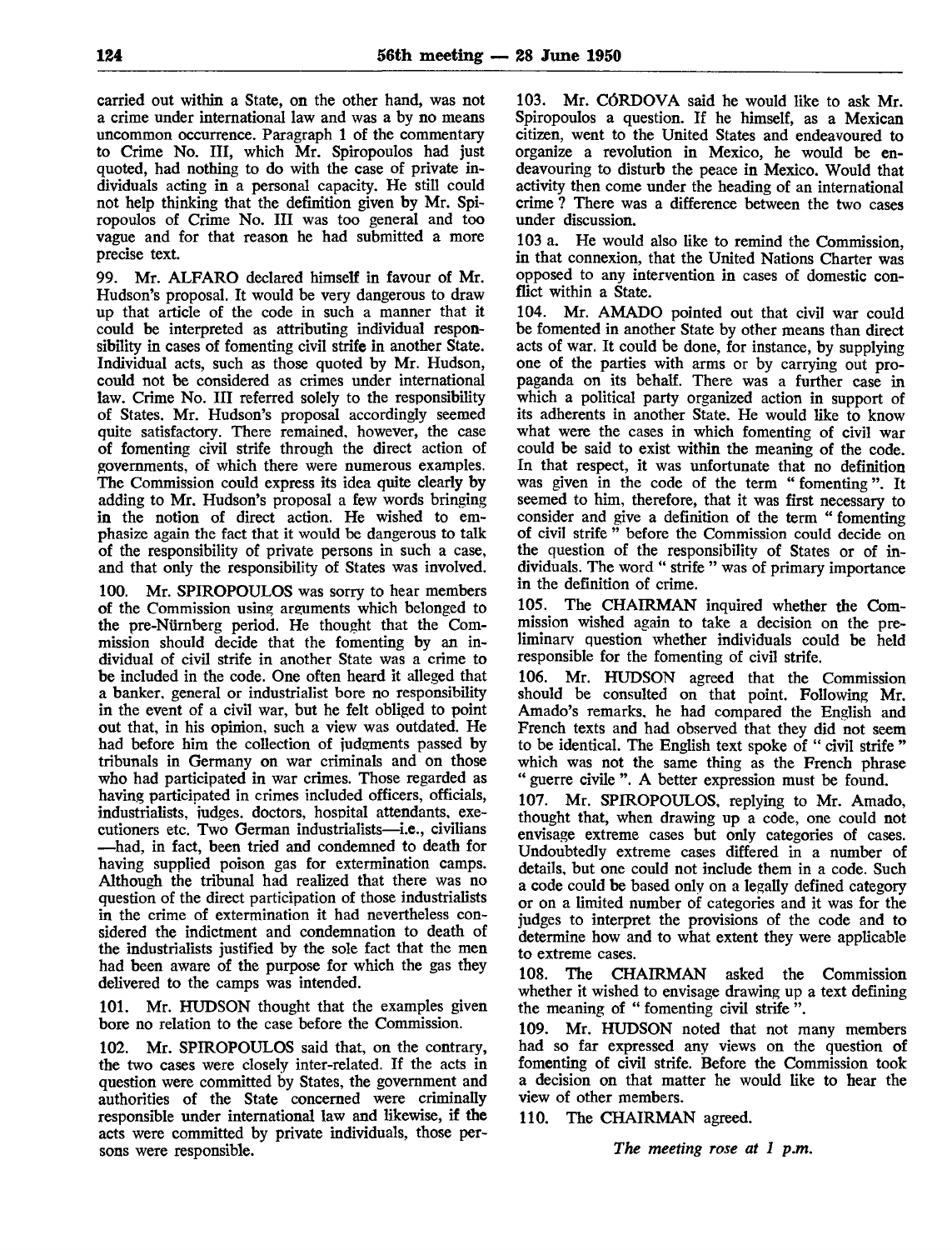carried out within a State, on the other hand, was not a crime under international law and was a by no means uncommon occurrence. Paragraph 1 of the commentary to Crime No. III, which Mr. Spiropoulos had just quoted, had nothing to do with the case of private individuals acting in a personal capacity. He still could not help thinking that the definition given by Mr. Spiropoulos of Crime No. III was too general and too vague and for that reason he had submitted a more precise text.

99. Mr. ALFARO declared himself in favour of Mr. Hudson's proposal. It would be very dangerous to draw up that article of the code in such a manner that it could be interpreted as attributing individual responsibility in cases of fomenting civil strife in another State. Individual acts, such as those quoted by Mr. Hudson, could not be considered as crimes under international law. Crime No. III referred solely to the responsibility of States. Mr. Hudson's proposal accordingly seemed quite satisfactory. There remained, however, the case of fomenting civil strife through the direct action of governments, of which there were numerous examples. The Commission could express its idea quite clearly by adding to Mr. Hudson's proposal a few words bringing in the notion of direct action. He wished to emphasize again the fact that it would be dangerous to talk of the responsibility of private persons in such a case, and that only the responsibility of States was involved.

100. Mr. SPIROPOULOS was sorry to hear members of the Commission using arguments which belonged to the pre-Nürnberg period. He thought that the Commission should decide that the fomenting by an individual of civil strife in another State was a crime to be included in the code. One often heard it alleged that a banker, general or industrialist bore no responsibility in the event of a civil war, but he felt obliged to point out that, in his opinion, such a view was outdated. He had before him the collection of judgments passed by tribunals in Germany on war criminals and on those who had participated in war crimes. Those regarded as having participated in crimes included officers, officials, industrialists, judges, doctors, hospital attendants, executioners etc. Two German industrialists—i.e., civilians—had, in fact, been tried and condemned to death for having supplied poison gas for extermination camps. Although the tribunal had realized that there was no question of the direct participation of those industrialists in the crime of extermination it had nevertheless considered the indictment and condemnation to death of the industrialists justified by the sole fact that the men had been aware of the purpose for which the gas they delivered to the camps was intended.

101. Mr. HUDSON thought that the examples given bore no relation to the case before the Commission.

102. Mr. SPIROPOULOS said that, on the contrary, the two cases were closely inter-related. If the acts in question were committed by States, the government and authorities of the State concerned were criminally responsible under international law and likewise, if the acts were committed by private individuals, those persons were responsible.

103. Mr. CÓRDOVA said he would like to ask Mr. Spiropoulos a question. If he himself, as a Mexican citizen, went to the United States and endeavoured to organize a revolution in Mexico, he would be endeavouring to disturb the peace in Mexico. Would that activity then come under the heading of an international crime? There was a difference between the two cases under discussion.

103 a. He would also like to remind the Commission, in that connexion, that the United Nations Charter was opposed to any intervention in cases of domestic conflict within a State.

104. Mr. AMADO pointed out that civil war could be fomented in another State by other means than direct acts of war. It could be done, for instance, by supplying one of the parties with arms or by carrying out propaganda on its behalf. There was a further case in which a political party organized action in support of its adherents in another State. He would like to know what were the cases in which fomenting of civil war could be said to exist within the meaning of the code. In that respect, it was unfortunate that no definition was given in the code of the term "fomenting". It seemed to him, therefore, that it was first necessary to consider and give a definition of the term "fomenting of civil strife" before the Commission could decide on the question of the responsibility of States or of individuals. The word "strife" was of primary importance in the definition of crime.

105. The CHAIRMAN inquired whether the Commission wished again to take a decision on the preliminary question whether individuals could be held responsible for the fomenting of civil strife.

106. Mr. HUDSON agreed that the Commission should be consulted on that point. Following Mr. Amado's remarks, he had compared the English and French texts and had observed that they did not seem to be identical. The English text spoke of "civil strife" which was not the same thing as the French phrase "guerre civile". A better expression must be found.

107. Mr. SPIROPOULOS, replying to Mr. Amado, thought that, when drawing up a code, one could not envisage extreme cases but only categories of cases. Undoubtedly extreme cases differed in a number of details, but one could not include them in a code. Such a code could be based only on a legally defined category or on a limited number of categories and it was for the judges to interpret the provisions of the code and to determine how and to what extent they were applicable to extreme cases.

108. The CHAIRMAN asked the Commission whether it wished to envisage drawing up a text defining the meaning of "fomenting civil strife".

109. Mr. HUDSON noted that not many members had so far expressed any views on the question of fomenting of civil strife. Before the Commission took a decision on that matter he would like to hear the view of other members.

110. The CHAIRMAN agreed.

*The meeting rose at 1 p.m.*